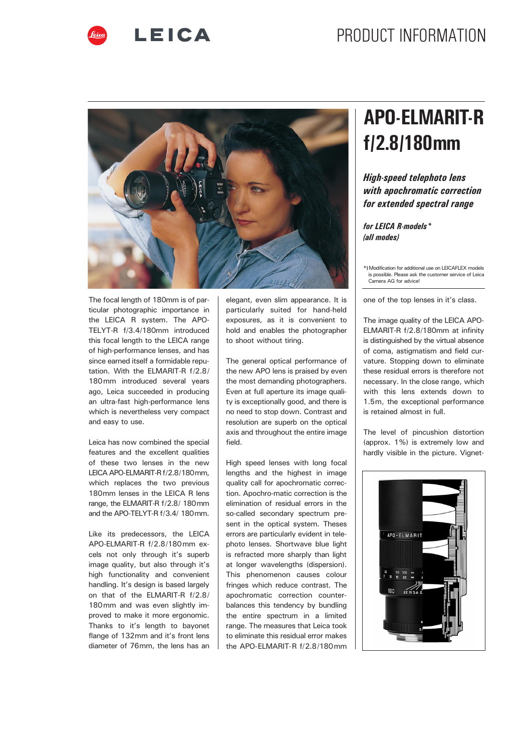# APO-ELMARIT-R f/2.8/180mm

### *High-speed telephoto lens with apochromatic correction for extended spectral range*

***for LEICA R-models\* (all modes)***

\*) Modification for additional use on LEICAFLEX models is possible. Please ask the customer service of Leica Camera AG for advice!

The focal length of 180mm is of particular photographic importance in the LEICA R system. The APO-TELYT-R f/3.4/180mm introduced this focal length to the LEICA range of high-performance lenses, and has since earned itself a formidable reputation. With the ELMARIT-R f/2.8/180mm introduced several years ago, Leica succeeded in producing an ultra-fast high-performance lens which is nevertheless very compact and easy to use.

Leica has now combined the special features and the excellent qualities of these two lenses in the new LEICA APO-ELMARIT-R f/2.8/180mm, which replaces the two previous 180mm lenses in the LEICA R lens range, the ELMARIT-R f/2.8/ 180mm and the APO-TELYT-R f/3.4/ 180mm.

Like its predecessors, the LEICA APO-ELMARIT-R f/2.8/180mm excels not only through it's superb image quality, but also through it's high functionality and convenient handling. It's design is based largely on that of the ELMARIT-R f/2.8/ 180mm and was even slightly improved to make it more ergonomic. Thanks to it's length to bayonet flange of 132mm and it's front lens diameter of 76mm, the lens has an elegant, even slim appearance. It is particularly suited for hand-held exposures, as it is convenient to hold and enables the photographer to shoot without tiring.

The general optical performance of the new APO lens is praised by even the most demanding photographers. Even at full aperture its image quality is exceptionally good, and there is no need to stop down. Contrast and resolution are superb on the optical axis and throughout the entire image field.

High speed lenses with long focal lengths and the highest in image quality call for apochromatic correction. Apochro-matic correction is the elimination of residual errors in the so-called secondary spectrum present in the optical system. Theses errors are particularly evident in telephoto lenses. Shortwave blue light is refracted more sharply than light at longer wavelengths (dispersion). This phenomenon causes colour fringes which reduce contrast. The apochromatic correction counterbalances this tendency by bundling the entire spectrum in a limited range. The measures that Leica took to eliminate this residual error makes the APO-ELMARIT-R f/2.8/180mm one of the top lenses in it's class.

The image quality of the LEICA APO-ELMARIT-R f/2.8/180mm at infinity is distinguished by the virtual absence of coma, astigmatism and field curvature. Stopping down to eliminate these residual errors is therefore not necessary. In the close range, which with this lens extends down to 1.5m, the exceptional performance is retained almost in full.

The level of pincushion distortion (approx. 1%) is extremely low and hardly visible in the picture. Vignet-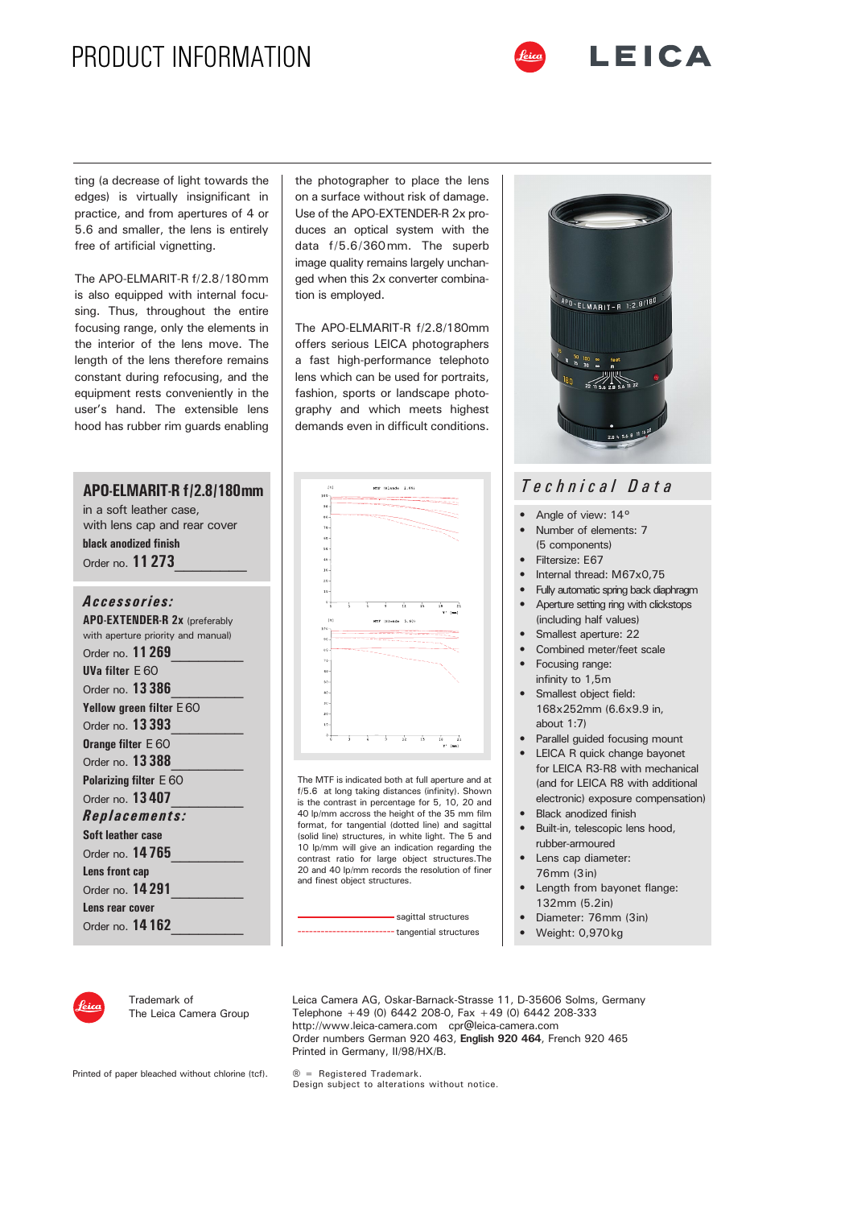# PRODUCT INFORMATION

LEICA

ting (a decrease of light towards the edges) is virtually insignificant in practice, and from apertures of 4 or 5.6 and smaller, the lens is entirely free of artificial vignetting.

The APO-ELMARIT-R f/2.8/180mm is also equipped with internal focusing. Thus, throughout the entire focusing range, only the elements in the interior of the lens move. The length of the lens therefore remains constant during refocusing, and the equipment rests conveniently in the user's hand. The extensible lens hood has rubber rim guards enabling the photographer to place the lens on a surface without risk of damage. Use of the APO-EXTENDER-R 2x produces an optical system with the data f/5.6/360mm. The superb image quality remains largely unchanged when this 2x converter combination is employed.

The APO-ELMARIT-R f/2.8/180mm offers serious LEICA photographers a fast high-performance telephoto lens which can be used for portraits, fashion, sports or landscape photography and which meets highest demands even in difficult conditions.

## APO-ELMARIT-R f/2.8/180mm

in a soft leather case,
with lens cap and rear cover
**black anodized finish**
Order no. **11 273**

## *Accessories:*

**APO-EXTENDER-R 2x** (preferably with aperture priority and manual)
Order no. **11 269**

**UVa filter** E 60
Order no. **13 386**

**Yellow green filter** E 60
Order no. **13 393**

**Orange filter** E 60
Order no. **13 388**

**Polarizing filter** E 60
Order no. **13 407**

## *Replacements:*

**Soft leather case**
Order no. **14 765**

**Lens front cap**
Order no. **14 291**

**Lens rear cover**
Order no. **14 162**

MTF (Blende 2.8)

MTF (Blende 5.6)

The MTF is indicated both at full aperture and at f/5.6 at long taking distances (infinity). Shown is the contrast in percentage for 5, 10, 20 and 40 lp/mm accross the height of the 35 mm film format, for tangential (dotted line) and sagittal (solid line) structures, in white light. The 5 and 10 lp/mm will give an indication regarding the contrast ratio for large object structures.The 20 and 40 lp/mm records the resolution of finer and finest object structures.

sagittal structures
tangential structures

## *Technical Data*

- Angle of view: 14°
- Number of elements: 7 (5 components)
- Filtersize: E67
- Internal thread: M67x0,75
- Fully automatic spring back diaphragm
- Aperture setting ring with clickstops (including half values)
- Smallest aperture: 22
- Combined meter/feet scale
- Focusing range: infinity to 1,5m
- Smallest object field: 168x252mm (6.6x9.9 in, about 1:7)
- Parallel guided focusing mount
- LEICA R quick change bayonet for LEICA R3-R8 with mechanical (and for LEICA R8 with additional electronic) exposure compensation)
- Black anodized finish
- Built-in, telescopic lens hood, rubber-armoured
- Lens cap diameter: 76mm (3in)
- Length from bayonet flange: 132mm (5.2in)
- Diameter: 76mm (3in)
- Weight: 0,970kg

Trademark of
The Leica Camera Group

Leica Camera AG, Oskar-Barnack-Strasse 11, D-35606 Solms, Germany
Telephone +49 (0) 6442 208-0, Fax +49 (0) 6442 208-333
http://www.leica-camera.com cpr@leica-camera.com
Order numbers German 920 463, **English 920 464**, French 920 465
Printed in Germany, II/98/HX/B.

Printed of paper bleached without chlorine (tcf).

® = Registered Trademark.
Design subject to alterations without notice.